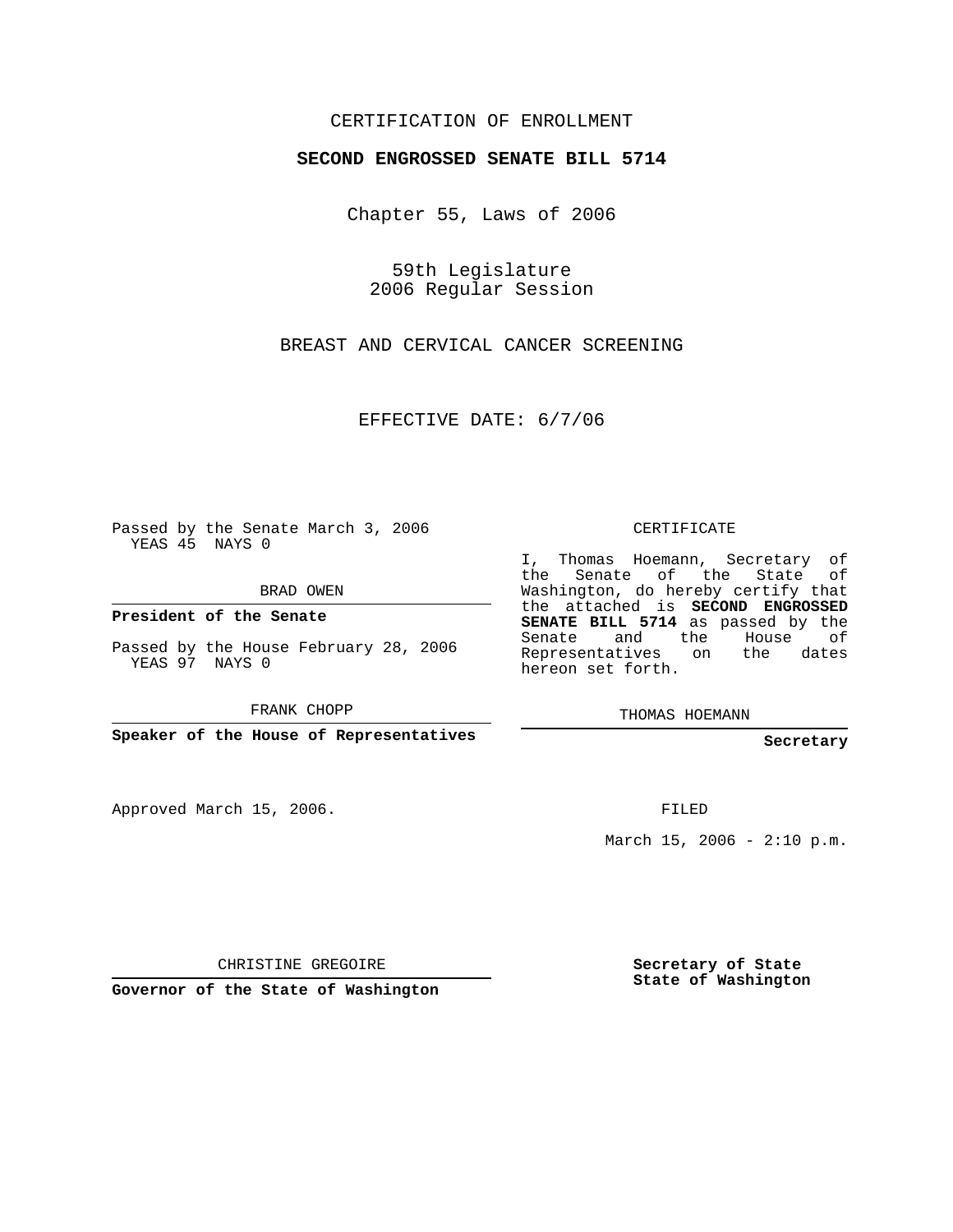CERTIFICATION OF ENROLLMENT

# SECOND ENGROSSED SENATE BILL 5714

Chapter 55, Laws of 2006

59th Legislature
2006 Regular Session

BREAST AND CERVICAL CANCER SCREENING

EFFECTIVE DATE: 6/7/06

Passed by the Senate March 3, 2006
YEAS 45 NAYS 0

BRAD OWEN

**President of the Senate**

Passed by the House February 28, 2006
YEAS 97 NAYS 0

FRANK CHOPP

**Speaker of the House of Representatives**

Approved March 15, 2006.

CHRISTINE GREGOIRE

**Governor of the State of Washington**

CERTIFICATE

I, Thomas Hoemann, Secretary of the Senate of the State of Washington, do hereby certify that the attached is **SECOND ENGROSSED SENATE BILL 5714** as passed by the Senate and the House of Representatives on the dates hereon set forth.

THOMAS HOEMANN

**Secretary**

FILED

March 15, 2006 - 2:10 p.m.

**Secretary of State**
**State of Washington**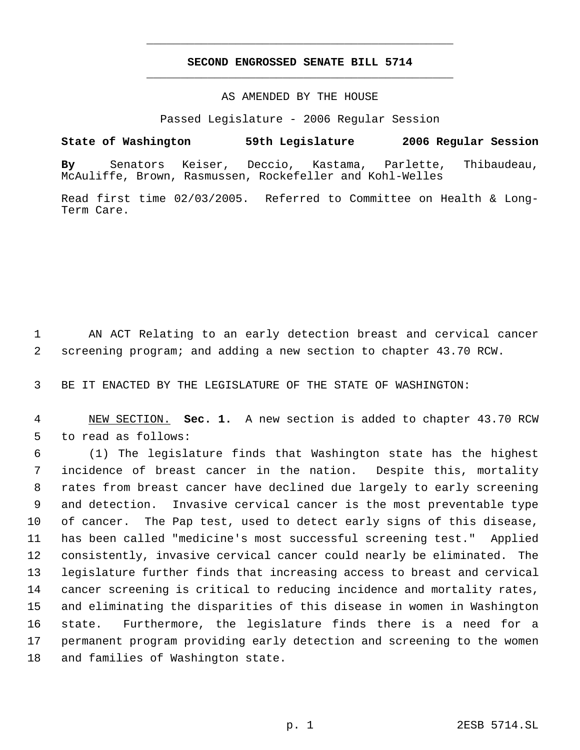# SECOND ENGROSSED SENATE BILL 5714

AS AMENDED BY THE HOUSE

Passed Legislature - 2006 Regular Session

**State of Washington 59th Legislature 2006 Regular Session**

**By** Senators Keiser, Deccio, Kastama, Parlette, Thibaudeau, McAuliffe, Brown, Rasmussen, Rockefeller and Kohl-Welles

Read first time 02/03/2005. Referred to Committee on Health & Long-Term Care.

AN ACT Relating to an early detection breast and cervical cancer screening program; and adding a new section to chapter 43.70 RCW.

BE IT ENACTED BY THE LEGISLATURE OF THE STATE OF WASHINGTON:

NEW SECTION. **Sec. 1.** A new section is added to chapter 43.70 RCW to read as follows:

(1) The legislature finds that Washington state has the highest incidence of breast cancer in the nation. Despite this, mortality rates from breast cancer have declined due largely to early screening and detection. Invasive cervical cancer is the most preventable type of cancer. The Pap test, used to detect early signs of this disease, has been called "medicine's most successful screening test." Applied consistently, invasive cervical cancer could nearly be eliminated. The legislature further finds that increasing access to breast and cervical cancer screening is critical to reducing incidence and mortality rates, and eliminating the disparities of this disease in women in Washington state. Furthermore, the legislature finds there is a need for a permanent program providing early detection and screening to the women and families of Washington state.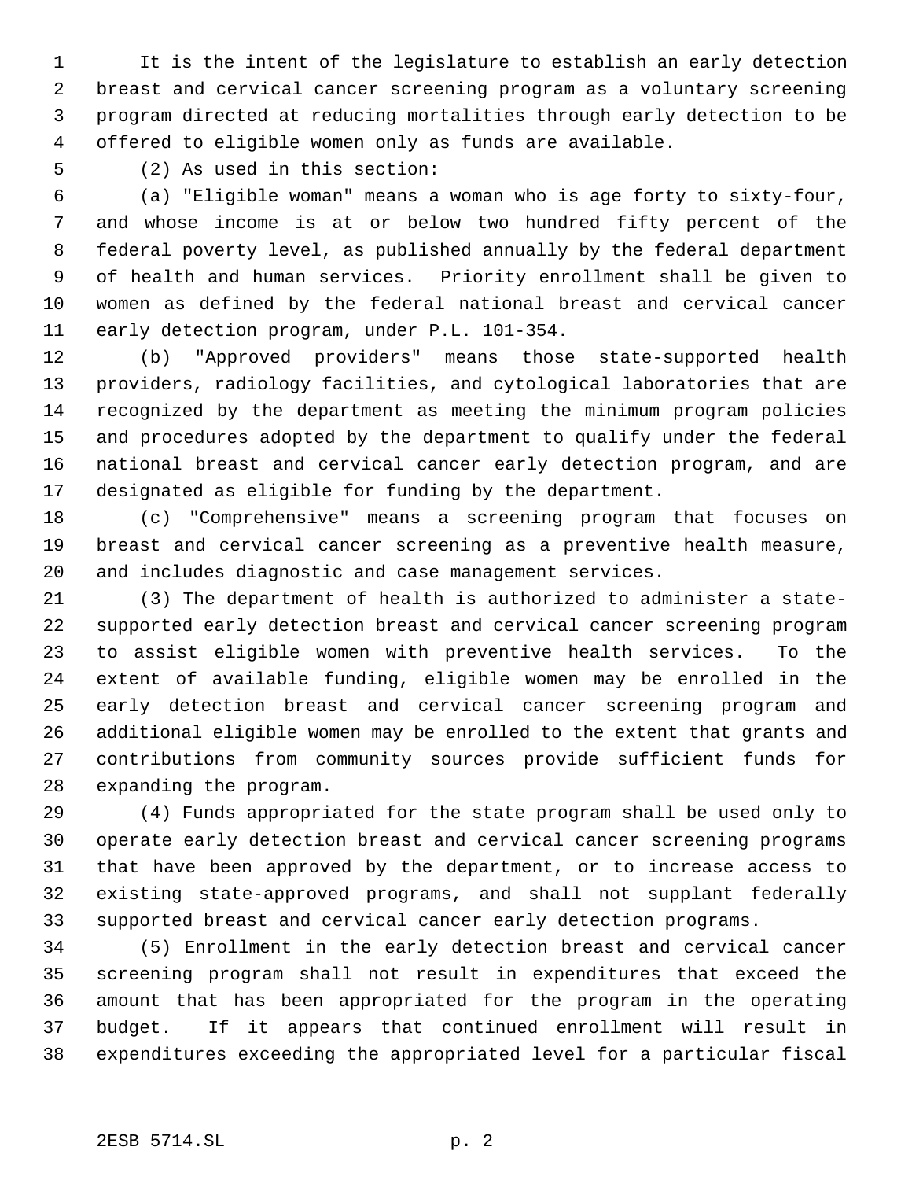It is the intent of the legislature to establish an early detection breast and cervical cancer screening program as a voluntary screening program directed at reducing mortalities through early detection to be offered to eligible women only as funds are available.

(2) As used in this section:

(a) "Eligible woman" means a woman who is age forty to sixty-four, and whose income is at or below two hundred fifty percent of the federal poverty level, as published annually by the federal department of health and human services. Priority enrollment shall be given to women as defined by the federal national breast and cervical cancer early detection program, under P.L. 101-354.

(b) "Approved providers" means those state-supported health providers, radiology facilities, and cytological laboratories that are recognized by the department as meeting the minimum program policies and procedures adopted by the department to qualify under the federal national breast and cervical cancer early detection program, and are designated as eligible for funding by the department.

(c) "Comprehensive" means a screening program that focuses on breast and cervical cancer screening as a preventive health measure, and includes diagnostic and case management services.

(3) The department of health is authorized to administer a state-supported early detection breast and cervical cancer screening program to assist eligible women with preventive health services. To the extent of available funding, eligible women may be enrolled in the early detection breast and cervical cancer screening program and additional eligible women may be enrolled to the extent that grants and contributions from community sources provide sufficient funds for expanding the program.

(4) Funds appropriated for the state program shall be used only to operate early detection breast and cervical cancer screening programs that have been approved by the department, or to increase access to existing state-approved programs, and shall not supplant federally supported breast and cervical cancer early detection programs.

(5) Enrollment in the early detection breast and cervical cancer screening program shall not result in expenditures that exceed the amount that has been appropriated for the program in the operating budget. If it appears that continued enrollment will result in expenditures exceeding the appropriated level for a particular fiscal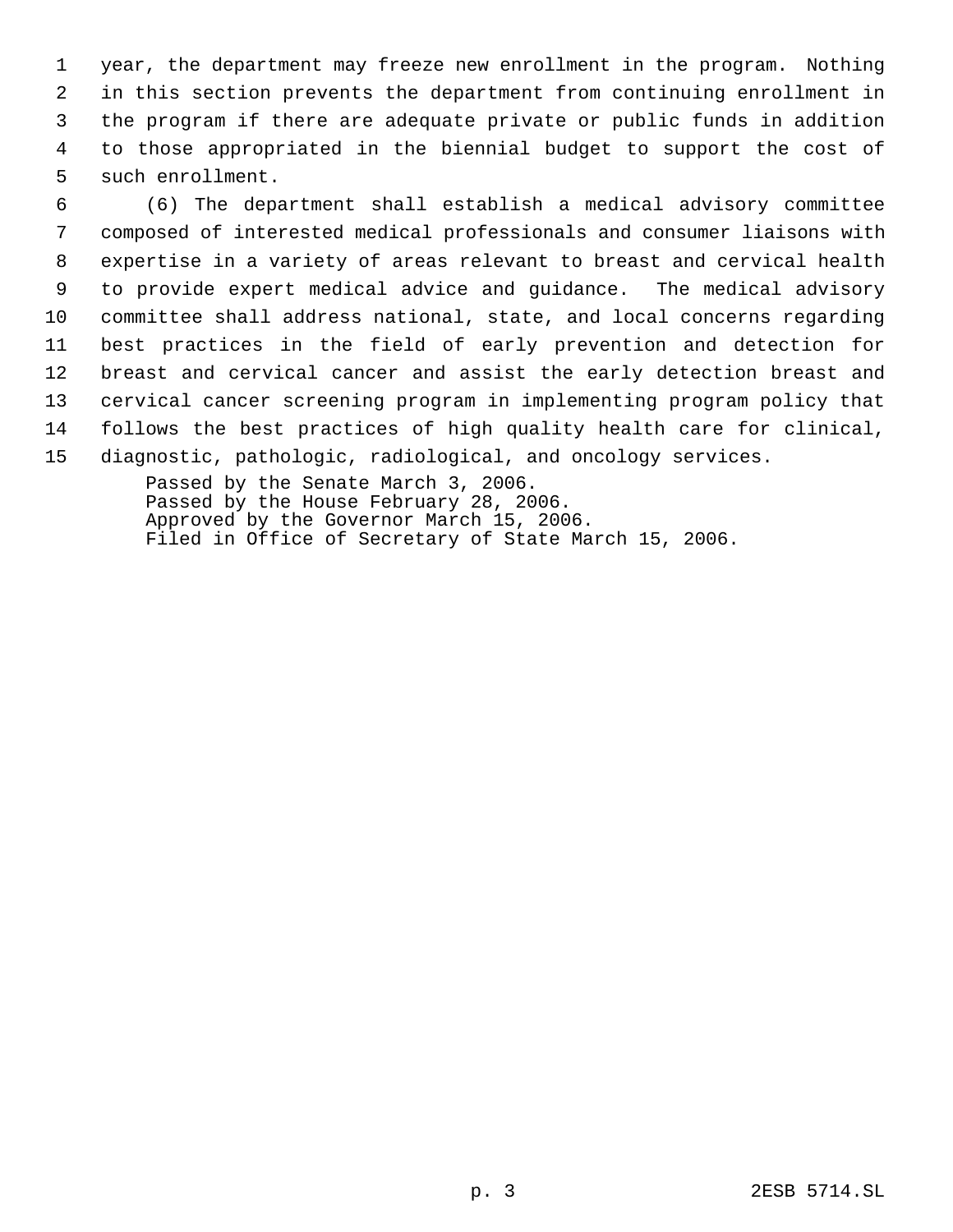year, the department may freeze new enrollment in the program. Nothing in this section prevents the department from continuing enrollment in the program if there are adequate private or public funds in addition to those appropriated in the biennial budget to support the cost of such enrollment.

(6) The department shall establish a medical advisory committee composed of interested medical professionals and consumer liaisons with expertise in a variety of areas relevant to breast and cervical health to provide expert medical advice and guidance. The medical advisory committee shall address national, state, and local concerns regarding best practices in the field of early prevention and detection for breast and cervical cancer and assist the early detection breast and cervical cancer screening program in implementing program policy that follows the best practices of high quality health care for clinical, diagnostic, pathologic, radiological, and oncology services.

Passed by the Senate March 3, 2006.
Passed by the House February 28, 2006.
Approved by the Governor March 15, 2006.
Filed in Office of Secretary of State March 15, 2006.